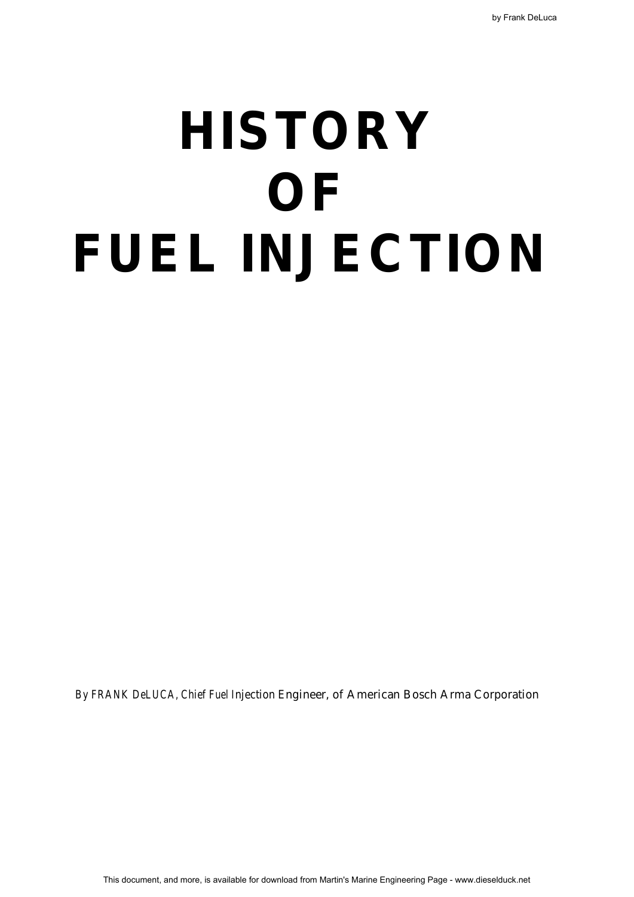# HISTORY OF FUEL INJECTION

*By FRANK DeLUCA, Chief Fuel Injection* Engineer, of American Bosch Arma Corporation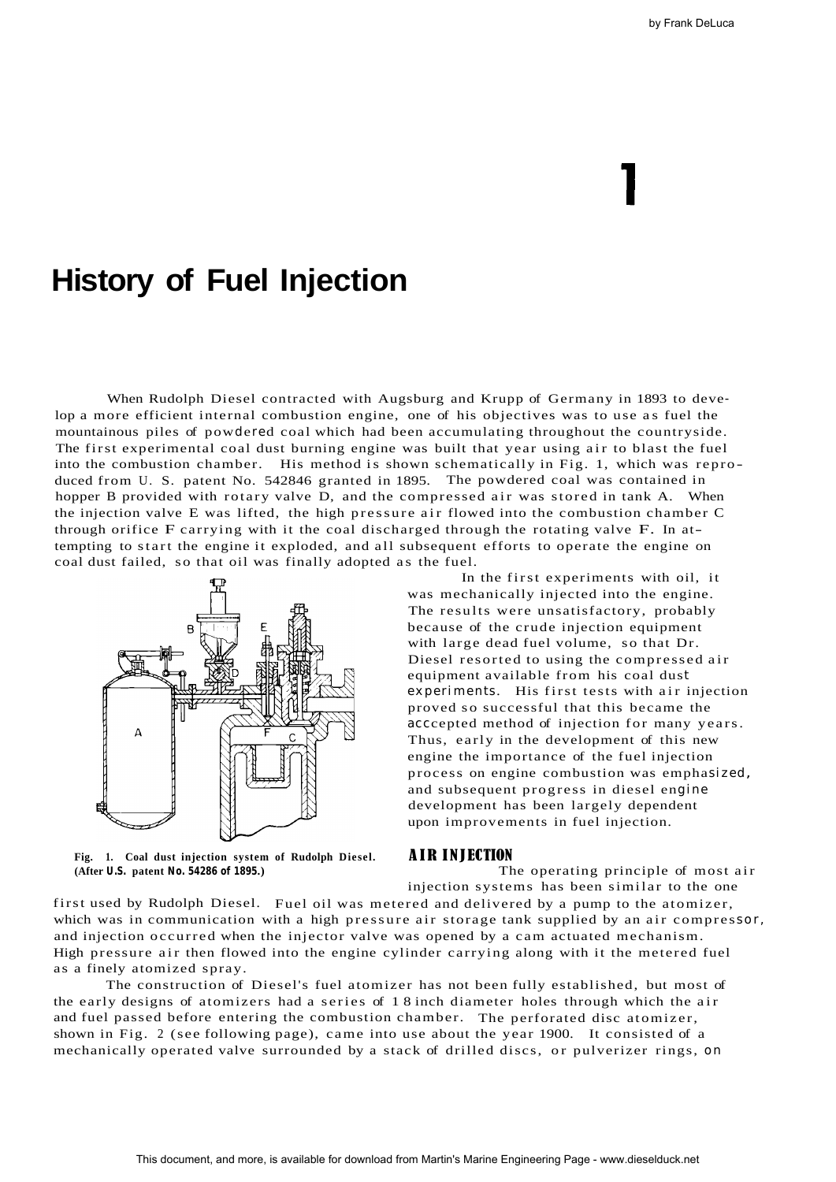# 1

# History of Fuel Injection

When Rudolph Diesel contracted with Augsburg and Krupp of Germany in 1893 to develop a more efficient internal combustion engine, one of his objectives was to use as fuel the mountainous piles of powdered coal which had been accumulating throughout the countryside. The first experimental coal dust burning engine was built that year using air to blast the fuel into the combustion chamber. His method is shown schematically in Fig. 1, which was reproduced from U. S. patent No. 542846 granted in 1895. The powdered coal was contained in hopper B provided with rotary valve D, and the compressed air was stored in tank A. When the injection valve E was lifted, the high pressure air flowed into the combustion chamber C through orifice F carrying with it the coal discharged through the rotating valve F. In attempting to start the engine it exploded, and all subsequent efforts to operate the engine on coal dust failed, so that oil was finally adopted as the fuel.

In the first experiments with oil, it was mechanically injected into the engine. The results were unsatisfactory, probably because of the crude injection equipment with large dead fuel volume, so that Dr. Diesel resorted to using the compressed air equipment available from his coal dust experiments. His first tests with air injection proved so successful that this became the acccepted method of injection for many years. Thus, early in the development of this new engine the importance of the fuel injection process on engine combustion was emphasized, and subsequent progress in diesel engine development has been largely dependent upon improvements in fuel injection.

**Fig. 1. Coal dust injection system of Rudolph Diesel. (After U.S. patent No. 54286 of 1895.)**

## AIR INJECTION

The operating principle of most air injection systems has been similar to the one first used by Rudolph Diesel. Fuel oil was metered and delivered by a pump to the atomizer, which was in communication with a high pressure air storage tank supplied by an air compressor, and injection occurred when the injector valve was opened by a cam actuated mechanism. High pressure air then flowed into the engine cylinder carrying along with it the metered fuel as a finely atomized spray.

The construction of Diesel's fuel atomizer has not been fully established, but most of the early designs of atomizers had a series of 1 8 inch diameter holes through which the air and fuel passed before entering the combustion chamber. The perforated disc atomizer, shown in Fig. 2 (see following page), came into use about the year 1900. It consisted of a mechanically operated valve surrounded by a stack of drilled discs, or pulverizer rings, on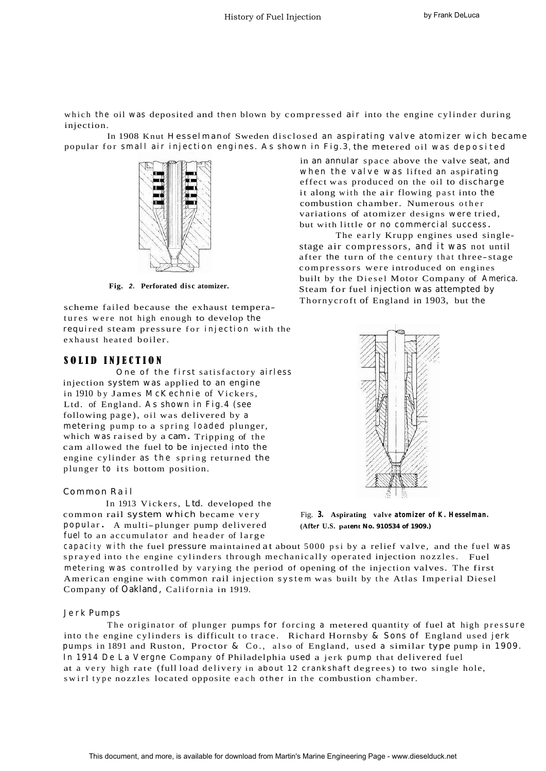which the oil was deposited and then blown by compressed air into the engine cylinder during injection.

In 1908 Knut Hesselman of Sweden disclosed an aspirating valve atomizer wich became popular for small air injection engines. As shown in Fig.3, the metered oil was deposited in an annular space above the valve seat, and when the valve was lifted an aspirating effect was produced on the oil to discharge it along with the air flowing past into the combustion chamber. Numerous other variations of atomizer designs were tried, but with little or no commercial success.

The early Krupp engines used single-stage air compressors, and it was not until after the turn of the century that three-stage compressors were introduced on engines built by the Diesel Motor Company of America. Steam for fuel injection was attempted by Thornycroft of England in 1903, but the scheme failed because the exhaust temperatures were not high enough to develop the required steam pressure for injection with the exhaust heated boiler.

**Fig. 2. Perforated disc atomizer.**

**Fig. 3. Aspirating valve atomizer of K. Hesselman. (After U.S. patent No. 910534 of 1909.)**

## SOLID INJECTION

One of the first satisfactory airless injection system was applied to an engine in 1910 by James McKechnie of Vickers, Ltd. of England. As shown in Fig.4 (see following page), oil was delivered by a metering pump to a spring loaded plunger, which was raised by a cam. Tripping of the cam allowed the fuel to be injected into the engine cylinder as the spring returned the plunger to its bottom position.

### Common Rail

In 1913 Vickers, Ltd. developed the common rail system which became very popular. A multi-plunger pump delivered fuel to an accumulator and header of large capacity with the fuel pressure maintained at about 5000 psi by a relief valve, and the fuel was sprayed into the engine cylinders through mechanically operated injection nozzles. Fuel metering was controlled by varying the period of opening of the injection valves. The first American engine with common rail injection system was built by the Atlas Imperial Diesel Company of Oakland, California in 1919.

### Jerk Pumps

The originator of plunger pumps for forcing a metered quantity of fuel at high pressure into the engine cylinders is difficult to trace. Richard Hornsby & Sons of England used jerk pumps in 1891 and Ruston, Proctor & Co., also of England, used a similar type pump in 1909. In 1914 De La Vergne Company of Philadelphia used a jerk pump that delivered fuel at a very high rate (full load delivery in about 12 crankshaft degrees) to two single hole, swirl type nozzles located opposite each other in the combustion chamber.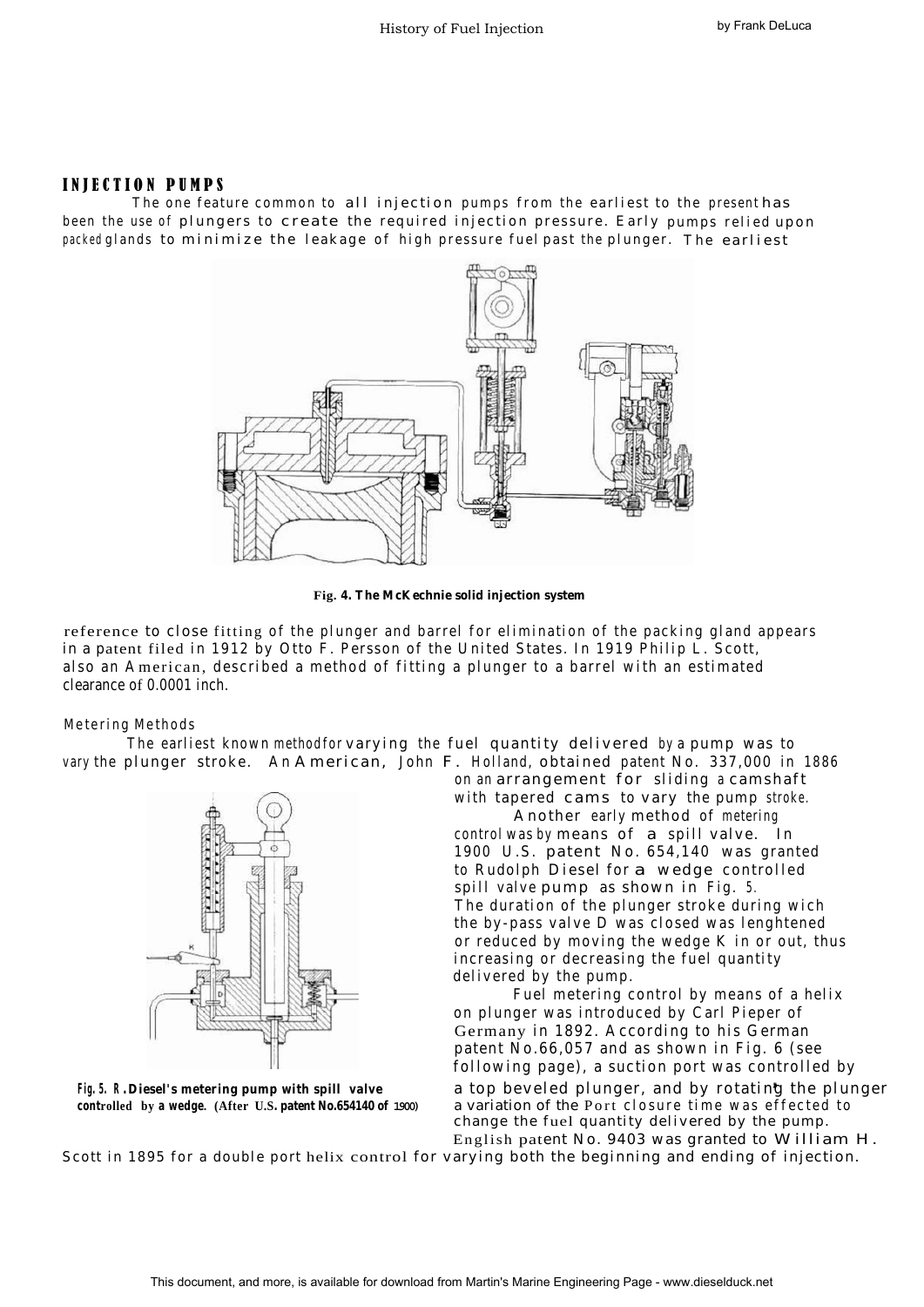## INJECTION PUMPS

The one feature common to all injection pumps from the earliest to the present has been the use of plungers to create the required injection pressure. Early pumps relied upon packed glands to minimize the leakage of high pressure fuel past the plunger. The earliest reference to close fitting of the plunger and barrel for elimination of the packing gland appears in a patent filed in 1912 by Otto F. Persson of the United States. In 1919 Philip L. Scott, also an American, described a method of fitting a plunger to a barrel with an estimated clearance of 0.0001 inch.

**Fig. 4. The McKechnie solid injection system**

### Metering Methods

The earliest known method for varying the fuel quantity delivered by a pump was to vary the plunger stroke. An American, John F. Holland, obtained patent No. 337,000 in 1886 on an arrangement for sliding a camshaft with tapered cams to vary the pump stroke.

Another early method of metering control was by means of a spill valve. In 1900 U.S. patent No. 654,140 was granted to Rudolph Diesel for a wedge controlled spill valve pump as shown in Fig. 5. The duration of the plunger stroke during wich the by-pass valve D was closed was lenghtened or reduced by moving the wedge K in or out, thus increasing or decreasing the fuel quantity delivered by the pump.

**Fig. 5. R. Diesel's metering pump with spill valve controlled by a wedge. (After U.S. patent No.654140 of 1900)**

Fuel metering control by means of a helix on plunger was introduced by Carl Pieper of Germany in 1892. According to his German patent No.66,057 and as shown in Fig. 6 (see following page), a suction port was controlled by a top beveled plunger, and by rotating the plunger a variation of the Port closure time was effected to change the fuel quantity delivered by the pump. English patent No. 9403 was granted to William H. Scott in 1895 for a double port helix control for varying both the beginning and ending of injection.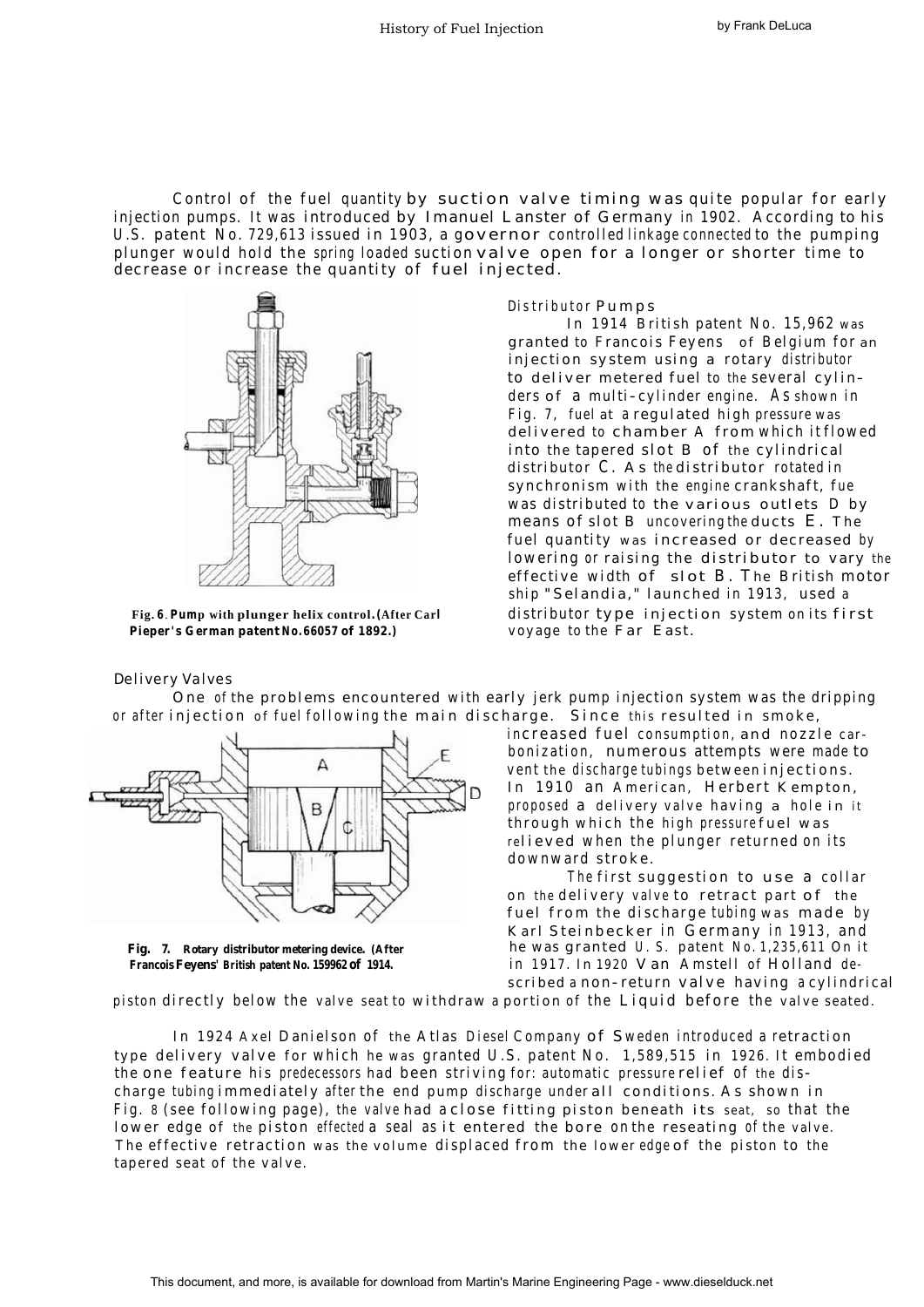Control of the fuel quantity by suction valve timing was quite popular for early injection pumps. It was introduced by Imanuel Lanster of Germany in 1902. According to his U.S. patent No. 729,613 issued in 1903, a governor controlled linkage connected to the pumping plunger would hold the spring loaded suction valve open for a longer or shorter time to decrease or increase the quantity of fuel injected.

**Fig. 6. Pump with plunger helix control. (After Carl Pieper's German patent No.66057 of 1892.)**

### Distributor Pumps

In 1914 British patent No. 15,962 was granted to Francois Feyens of Belgium for an injection system using a rotary distributor to deliver metered fuel to the several cylinders of a multi-cylinder engine. As shown in Fig. 7, fuel at a regulated high pressure was delivered to chamber A from which it flowed into the tapered slot B of the cylindrical distributor C. As the distributor rotated in synchronism with the engine crankshaft, fue was distributed to the various outlets D by means of slot B uncovering the ducts E. The fuel quantity was increased or decreased by lowering or raising the distributor to vary the effective width of slot B. The British motor ship "Selandia," launched in 1913, used a distributor type injection system on its first voyage to the Far East.

### Delivery Valves

One of the problems encountered with early jerk pump injection system was the dripping or after injection of fuel following the main discharge. Since this resulted in smoke, increased fuel consumption, and nozzle carbonization, numerous attempts were made to vent the discharge tubings between injections. In 1910 an American, Herbert Kempton, proposed a delivery valve having a hole in it through which the high pressure fuel was relieved when the plunger returned on its downward stroke.

**Fig. 7. Rotary distributor metering device. (After Francois Feyens' British patent No. 159962 of 1914.**

The first suggestion to use a collar on the delivery valve to retract part of the fuel from the discharge tubing was made by Karl Steinbecker in Germany in 1913, and he was granted U. S. patent No. 1,235,611 On it in 1917. In 1920 Van Amstell of Holland described a non-return valve having a cylindrical piston directly below the valve seat to withdraw a portion of the Liquid before the valve seated.

In 1924 Axel Danielson of the Atlas Diesel Company of Sweden introduced a retraction type delivery valve for which he was granted U.S. patent No. 1,589,515 in 1926. It embodied the one feature his predecessors had been striving for: automatic pressure relief of the discharge tubing immediately after the end pump discharge under all conditions. As shown in Fig. 8 (see following page), the valve had a close fitting piston beneath its seat, so that the lower edge of the piston effected a seal as it entered the bore on the reseating of the valve. The effective retraction was the volume displaced from the lower edge of the piston to the tapered seat of the valve.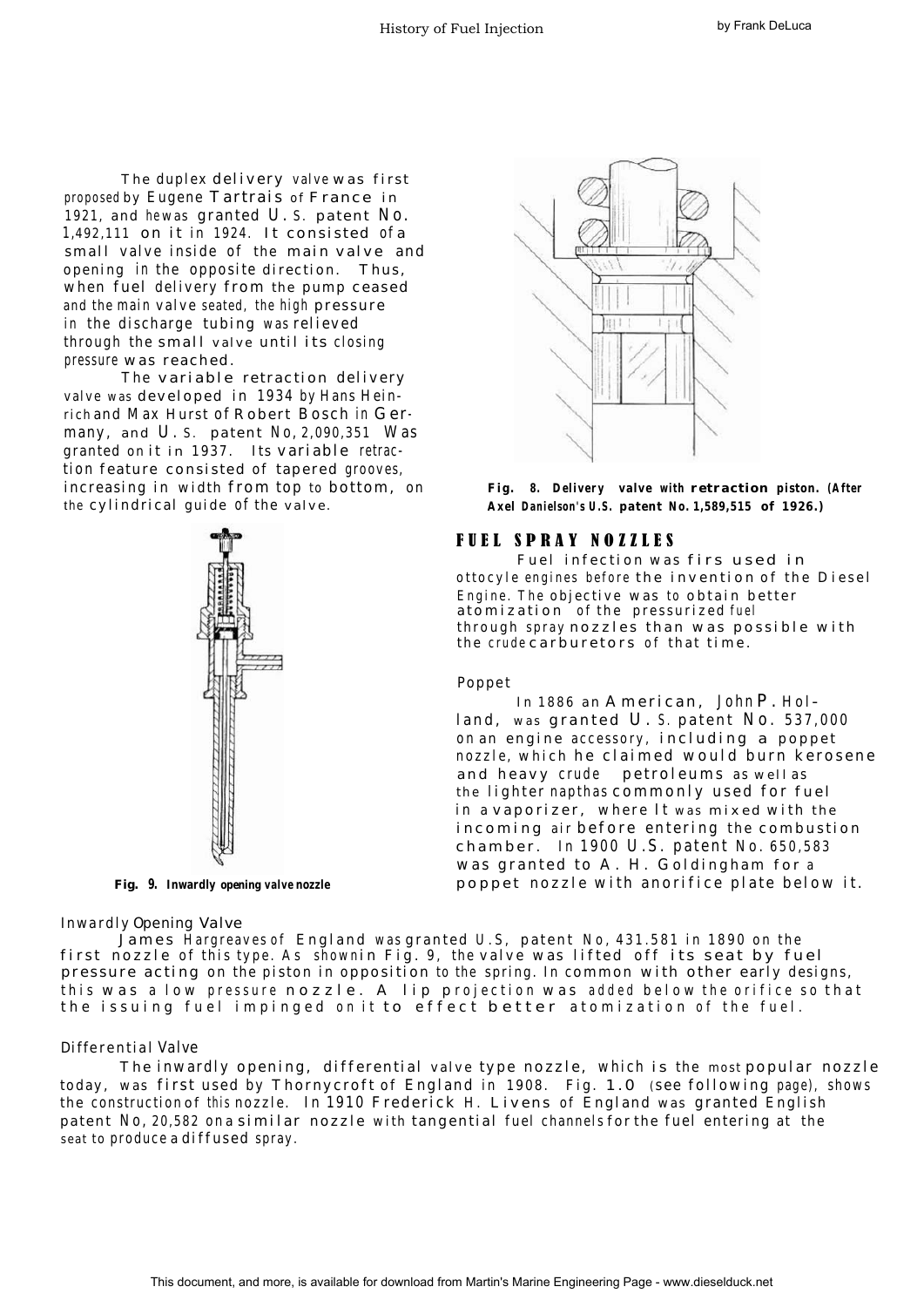The duplex delivery valve was first proposed by Eugene Tartrais of France in 1921, and he was granted U. S. patent No. 1,492,111 on it in 1924. It consisted of a small valve inside of the main valve and opening in the opposite direction. Thus, when fuel delivery from the pump ceased and the main valve seated, the high pressure in the discharge tubing was relieved through the small valve until its closing pressure was reached.

The variable retraction delivery valve was developed in 1934 by Hans Heinrich and Max Hurst of Robert Bosch in Germany, and U. S. patent No, 2,090,351 Was granted on it in 1937. Its variable retraction feature consisted of tapered grooves, increasing in width from top to bottom, on the cylindrical guide of the valve.

**Fig. 9. Inwardly opening valve nozzle**

**Fig. 8. Delivery valve with retraction piston. (After Axel Danielson's U.S. patent No. 1,589,515 of 1926.)**

## FUEL SPRAY NOZZLES

Fuel infection was firs used in ottocyle engines before the invention of the Diesel Engine. The objective was to obtain better atomization of the pressurized fuel through spray nozzles than was possible with the crude carburetors of that time.

### Poppet

In 1886 an American, John P. Holland, was granted U. S. patent No. 537,000 on an engine accessory, including a poppet nozzle, which he claimed would burn kerosene and heavy crude petroleums as well as the lighter napthas commonly used for fuel in a vaporizer, where It was mixed with the incoming air before entering the combustion chamber. In 1900 U.S. patent No. 650,583 was granted to A. H. Goldingham for a poppet nozzle with anorifice plate below it.

### Inwardly Opening Valve

James Hargreaves of England was granted U.S, patent No, 431.581 in 1890 on the first nozzle of this type. As shown in Fig. 9, the valve was lifted off its seat by fuel pressure acting on the piston in opposition to the spring. In common with other early designs, this was a low pressure nozzle. A lip projection was added below the orifice so that the issuing fuel impinged on it to effect better atomization of the fuel.

### Differential Valve

The inwardly opening, differential valve type nozzle, which is the most popular nozzle today, was first used by Thornycroft of England in 1908. Fig. 1.0 (see following page), shows the construction of this nozzle. In 1910 Frederick H. Livens of England was granted English patent No, 20,582 on a similar nozzle with tangential fuel channels for the fuel entering at the seat to produce a diffused spray.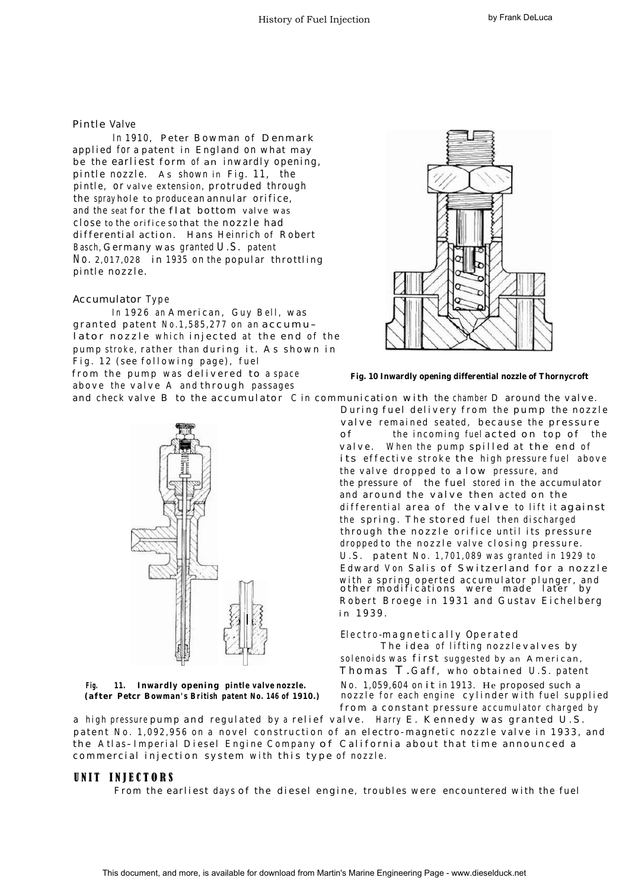### Pintle Valve

In 1910, Peter Bowman of Denmark applied for a patent in England on what may be the earliest form of an inwardly opening, pintle nozzle. As shown in Fig. 11, the pintle, or valve extension, protruded through the spray hole to produce an annular orifice, and the seat for the flat bottom valve was close to the orifice so that the nozzle had differential action. Hans Heinrich of Robert Basch, Germany was granted U.S. patent No. 2,017,028 in 1935 on the popular throttling pintle nozzle.

### Accumulator Type

In 1926 an American, Guy Bell, was granted patent No.1,585,277 on an accumulator nozzle which injected at the end of the pump stroke, rather than during it. As shown in Fig. 12 (see following page), fuel from the pump was delivered to a space above the valve A and through passages and check valve B to the accumulator C in communication with the chamber D around the valve. During fuel delivery from the pump the nozzle valve remained seated, because the pressure of the incoming fuel acted on top of the valve. When the pump spilled at the end of its effective stroke the high pressure fuel above the valve dropped to a low pressure, and the pressure of the fuel stored in the accumulator and around the valve then acted on the differential area of the valve to lift it against the spring. The stored fuel then discharged through the nozzle orifice until its pressure dropped to the nozzle valve closing pressure. U.S. patent No. 1,701,089 was granted in 1929 to Edward Von Salis of Switzerland for a nozzle with a spring operted accumulator plunger, and other modifications were made later by Robert Broege in 1931 and Gustav Eichelberg in 1939.

**Fig. 10 Inwardly opening differential nozzle of Thornycroft**

**Fig. 11. Inwardly opening pintle valve nozzle. (after Petcr Bowman's British patent No. 146 of 1910.)**

### Electro-magnetically Operated

The idea of lifting nozzle valves by solenoids was first suggested by an American, Thomas T. Gaff, who obtained U.S. patent No. 1,059,604 on it in 1913. He proposed such a nozzle for each engine cylinder with fuel supplied from a constant pressure accumulator charged by a high pressure pump and regulated by a relief valve. Harry E. Kennedy was granted U.S. patent No. 1,092,956 on a novel construction of an electro-magnetic nozzle valve in 1933, and the Atlas-Imperial Diesel Engine Company of California about that time announced a commercial injection system with this type of nozzle.

## UNIT INJECTORS

From the earliest days of the diesel engine, troubles were encountered with the fuel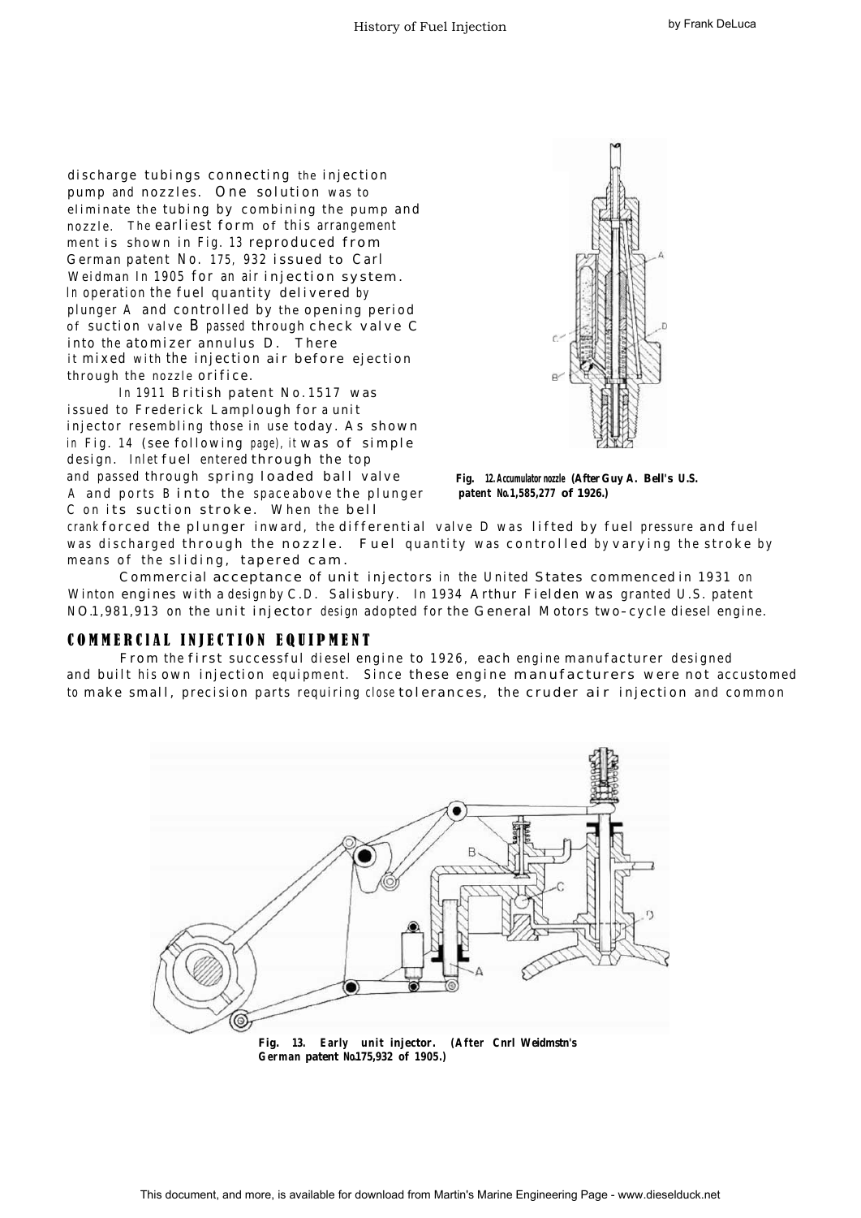discharge tubings connecting the injection pump and nozzles. One solution was to eliminate the tubing by combining the pump and nozzle. The earliest form of this arrangement ment is shown in Fig. 13 reproduced from German patent No. 175, 932 issued to Carl Weidman In 1905 for an air injection system. In operation the fuel quantity delivered by plunger A and controlled by the opening period of suction valve B passed through check valve C into the atomizer annulus D. There it mixed with the injection air before ejection through the nozzle orifice.

In 1911 British patent No.1517 was issued to Frederick Lamplough for a unit injector resembling those in use today. As shown in Fig. 14 (see following page), it was of simple design. Inlet fuel entered through the top and passed through spring loaded ball valve A and ports B into the space above the plunger C on its suction stroke. When the bell crank forced the plunger inward, the differential valve D was lifted by fuel pressure and fuel was discharged through the nozzle. Fuel quantity was controlled by varying the stroke by means of the sliding, tapered cam.

**Fig. 12. Accumulator nozzle (After Guy A. Bell's U.S. patent No.1,585,277 of 1926.)**

Commercial acceptance of unit injectors in the United States commenced in 1931 on Winton engines with a design by C.D. Salisbury. In 1934 Arthur Fielden was granted U.S. patent NO.1,981,913 on the unit injector design adopted for the General Motors two-cycle diesel engine.

## COMMERCIAL INJECTION EQUIPMENT

From the first successful diesel engine to 1926, each engine manufacturer designed and built his own injection equipment. Since these engine manufacturers were not accustomed to make small, precision parts requiring close tolerances, the cruder air injection and common

**Fig. 13. Early unit injector. (After Cnrl Weidmstn's German patent No.175,932 of 1905.)**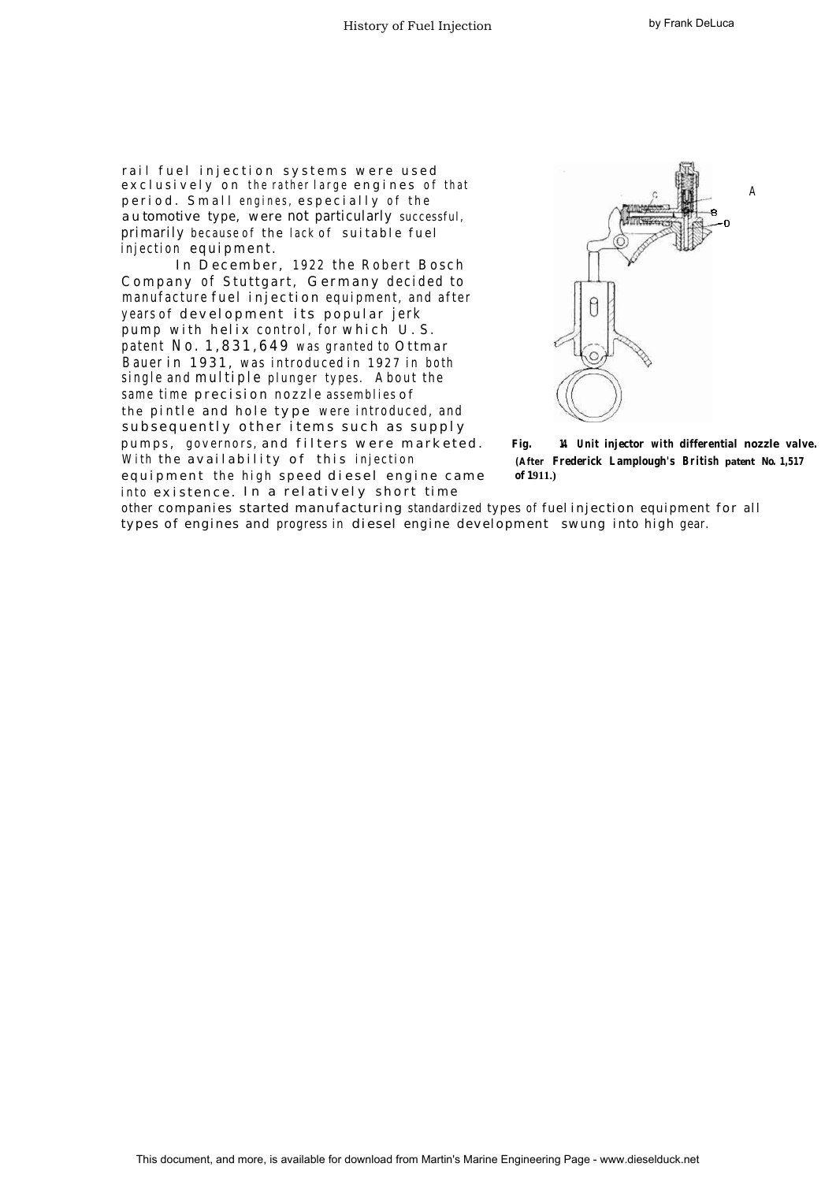rail fuel injection systems were used exclusively on the rather large engines of that period. Small engines, especially of the automotive type, were not particularly successful, primarily because of the lack of suitable fuel injection equipment.

In December, 1922 the Robert Bosch Company of Stuttgart, Germany decided to manufacture fuel injection equipment, and after years of development its popular jerk pump with helix control, for which U.S. patent No. 1,831,649 was granted to Ottmar Bauer in 1931, was introduced in 1927 in both single and multiple plunger types. About the same time precision nozzle assemblies of the pintle and hole type were introduced, and subsequently other items such as supply pumps, governors, and filters were marketed. With the availability of this injection equipment the high speed diesel engine came into existence. In a relatively short time other companies started manufacturing standardized types of fuel injection equipment for all types of engines and progress in diesel engine development swung into high gear.

**Fig. 14 Unit injector with differential nozzle valve. (After Frederick Lamplough's British patent No. 1,517 of 1911.)**